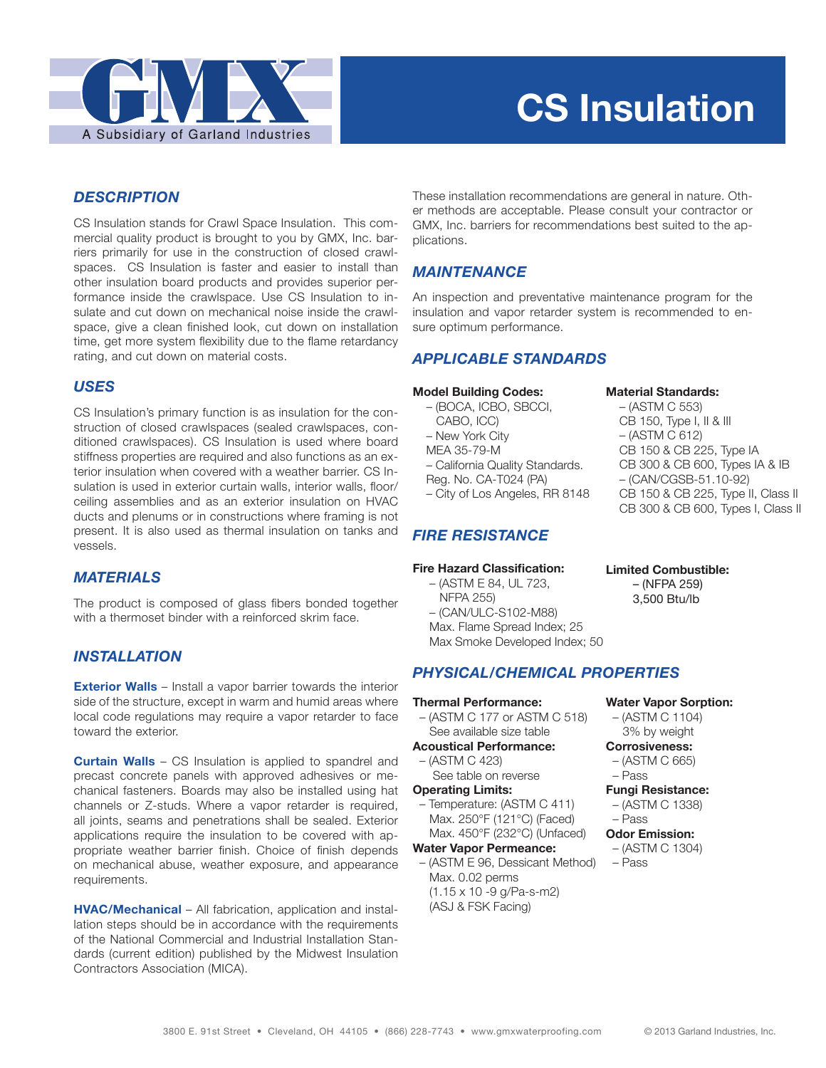GMX

A Subsidiary of Garland Industries

# CS Insulation

## DESCRIPTION

CS Insulation stands for Crawl Space Insulation. This commercial quality product is brought to you by GMX, Inc. barriers primarily for use in the construction of closed crawlspaces. CS Insulation is faster and easier to install than other insulation board products and provides superior performance inside the crawlspace. Use CS Insulation to insulate and cut down on mechanical noise inside the crawlspace, give a clean finished look, cut down on installation time, get more system flexibility due to the flame retardancy rating, and cut down on material costs.

## USES

CS Insulation's primary function is as insulation for the construction of closed crawlspaces (sealed crawlspaces, conditioned crawlspaces). CS Insulation is used where board stiffness properties are required and also functions as an exterior insulation when covered with a weather barrier. CS Insulation is used in exterior curtain walls, interior walls, floor/ceiling assemblies and as an exterior insulation on HVAC ducts and plenums or in constructions where framing is not present. It is also used as thermal insulation on tanks and vessels.

## MATERIALS

The product is composed of glass fibers bonded together with a thermoset binder with a reinforced skrim face.

## INSTALLATION

**Exterior Walls** – Install a vapor barrier towards the interior side of the structure, except in warm and humid areas where local code regulations may require a vapor retarder to face toward the exterior.

**Curtain Walls** – CS Insulation is applied to spandrel and precast concrete panels with approved adhesives or mechanical fasteners. Boards may also be installed using hat channels or Z-studs. Where a vapor retarder is required, all joints, seams and penetrations shall be sealed. Exterior applications require the insulation to be covered with appropriate weather barrier finish. Choice of finish depends on mechanical abuse, weather exposure, and appearance requirements.

**HVAC/Mechanical** – All fabrication, application and installation steps should be in accordance with the requirements of the National Commercial and Industrial Installation Standards (current edition) published by the Midwest Insulation Contractors Association (MICA).

These installation recommendations are general in nature. Other methods are acceptable. Please consult your contractor or GMX, Inc. barriers for recommendations best suited to the applications.

## MAINTENANCE

An inspection and preventative maintenance program for the insulation and vapor retarder system is recommended to ensure optimum performance.

## APPLICABLE STANDARDS

**Model Building Codes:**
- (BOCA, ICBO, SBCCI, CABO, ICC)
- New York City MEA 35-79-M
- California Quality Standards. Reg. No. CA-T024 (PA)
- City of Los Angeles, RR 8148

**Material Standards:**
- (ASTM C 553) CB 150, Type I, II & III
- (ASTM C 612) CB 150 & CB 225, Type IA; CB 300 & CB 600, Types IA & IB
- (CAN/CGSB-51.10-92) CB 150 & CB 225, Type II, Class II; CB 300 & CB 600, Types I, Class II

## FIRE RESISTANCE

**Fire Hazard Classification:**
- (ASTM E 84, UL 723, NFPA 255)
- (CAN/ULC-S102-M88)

Max. Flame Spread Index; 25
Max Smoke Developed Index; 50

**Limited Combustible:**
- (NFPA 259) 3,500 Btu/lb

## PHYSICAL/CHEMICAL PROPERTIES

**Thermal Performance:**
- (ASTM C 177 or ASTM C 518) See available size table

**Acoustical Performance:**
- (ASTM C 423) See table on reverse

**Operating Limits:**
- Temperature: (ASTM C 411) Max. 250°F (121°C) (Faced); Max. 450°F (232°C) (Unfaced)

**Water Vapor Permeance:**
- (ASTM E 96, Dessicant Method) Max. 0.02 perms ($1.15 \times 10^{-9}$ g/Pa-s-m2) (ASJ & FSK Facing)

**Water Vapor Sorption:**
- (ASTM C 1104) 3% by weight

**Corrosiveness:**
- (ASTM C 665)
- Pass

**Fungi Resistance:**
- (ASTM C 1338)
- Pass

**Odor Emission:**
- (ASTM C 1304)
- Pass

3800 E. 91st Street • Cleveland, OH 44105 • (866) 228-7743 • www.gmxwaterproofing.com

© 2013 Garland Industries, Inc.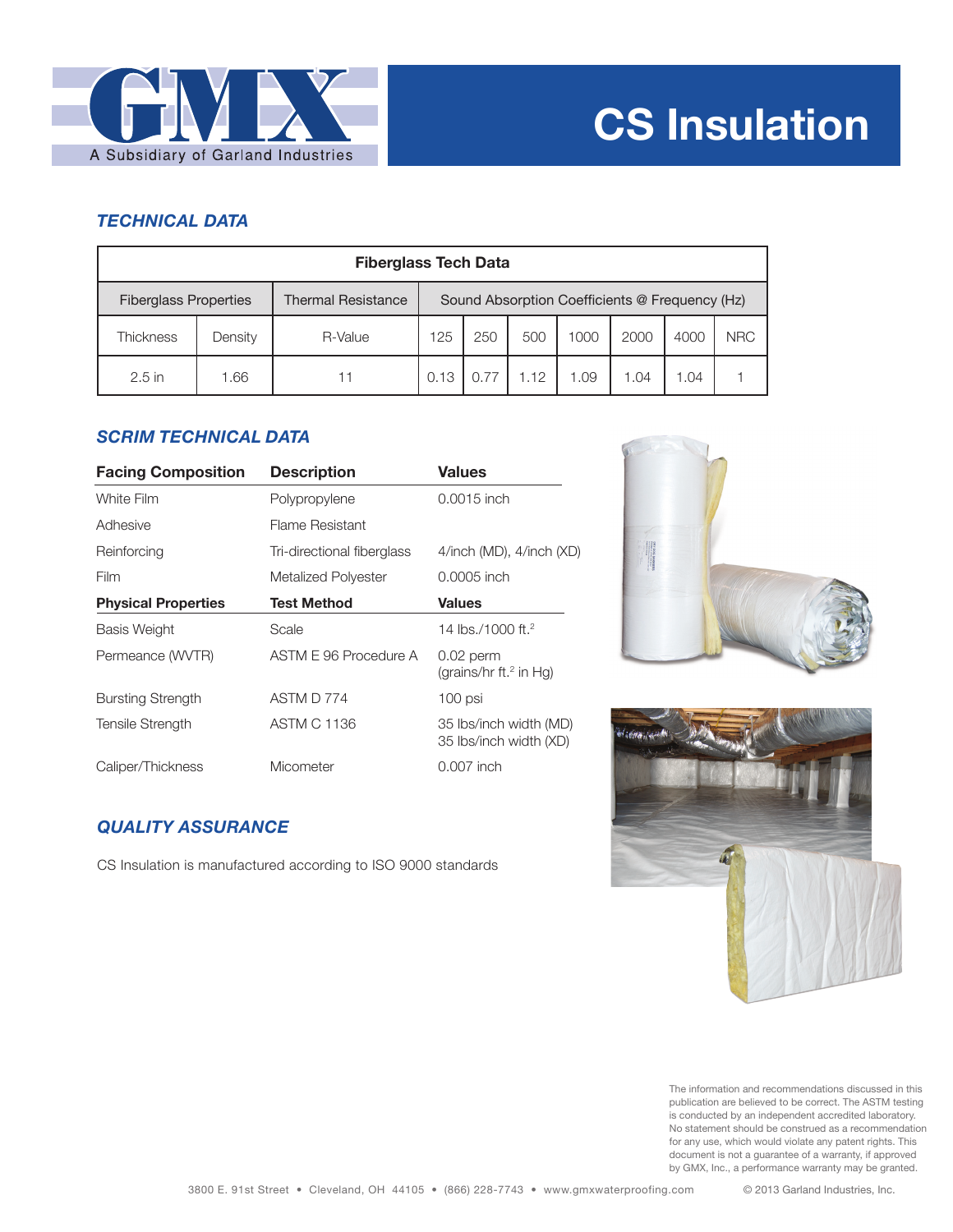# CS Insulation

GMX
A Subsidiary of Garland Industries

## TECHNICAL DATA

| Fiberglass Tech Data | | | | | | | | | |
|---|---|---|---|---|---|---|---|---|---|
| Fiberglass Properties | | Thermal Resistance | Sound Absorption Coefficients @ Frequency (Hz) | | | | | | |
| Thickness | Density | R-Value | 125 | 250 | 500 | 1000 | 2000 | 4000 | NRC |
| 2.5 in | 1.66 | 11 | 0.13 | 0.77 | 1.12 | 1.09 | 1.04 | 1.04 | 1 |

## SCRIM TECHNICAL DATA

| **Facing Composition** | **Description** | **Values** |
|---|---|---|
| White Film | Polypropylene | 0.0015 inch |
| Adhesive | Flame Resistant | |
| Reinforcing | Tri-directional fiberglass | 4/inch (MD), 4/inch (XD) |
| Film | Metalized Polyester | 0.0005 inch |
| **Physical Properties** | **Test Method** | **Values** |
| Basis Weight | Scale | 14 lbs./1000 ft.$^2$ |
| Permeance (WVTR) | ASTM E 96 Procedure A | 0.02 perm (grains/hr ft.$^2$ in Hg) |
| Bursting Strength | ASTM D 774 | 100 psi |
| Tensile Strength | ASTM C 1136 | 35 lbs/inch width (MD) 35 lbs/inch width (XD) |
| Caliper/Thickness | Micometer | 0.007 inch |

## QUALITY ASSURANCE

CS Insulation is manufactured according to ISO 9000 standards

The information and recommendations discussed in this publication are believed to be correct. The ASTM testing is conducted by an independent accredited laboratory. No statement should be construed as a recommendation for any use, which would violate any patent rights. This document is not a guarantee of a warranty, if approved by GMX, Inc., a performance warranty may be granted.

3800 E. 91st Street • Cleveland, OH 44105 • (866) 228-7743 • www.gmxwaterproofing.com © 2013 Garland Industries, Inc.